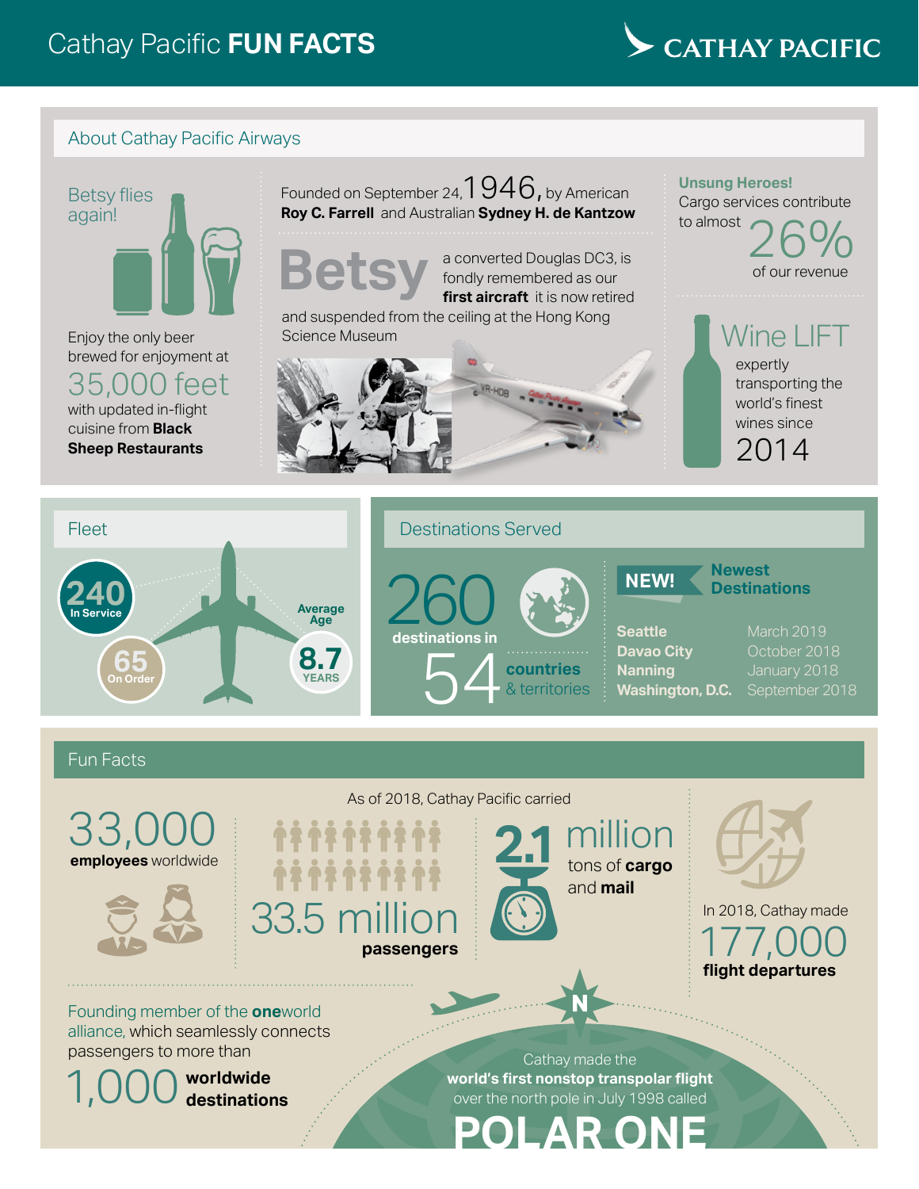# Cathay Pacific **FUN FACTS**

CATHAY PACIFIC

## About Cathay Pacific Airways

### Betsy flies again!

Enjoy the only beer brewed for enjoyment at

35,000 feet

with updated in-flight cuisine from **Black Sheep Restaurants**

Founded on September 24, 1946, by American **Roy C. Farrell** and Australian **Sydney H. de Kantzow**

**Betsy** a converted Douglas DC3, is fondly remembered as our **first aircraft** it is now retired and suspended from the ceiling at the Hong Kong Science Museum

**Unsung Heroes!**
Cargo services contribute to almost 26% of our revenue

### Wine LIFT

expertly transporting the world's finest wines since 2014

## Fleet

- **240** In Service
- **65** On Order
- Average Age **8.7** YEARS

## Destinations Served

260 destinations in 54 **countries** & territories

**NEW!** **Newest Destinations**

| Destination | Date |
|---|---|
| **Seattle** | March 2019 |
| **Davao City** | October 2018 |
| **Nanning** | January 2018 |
| **Washington, D.C.** | September 2018 |

## Fun Facts

33,000 **employees** worldwide

As of 2018, Cathay Pacific carried

33.5 million **passengers**

2.1 million tons of **cargo** and **mail**

In 2018, Cathay made 177,000 **flight departures**

Founding member of the **one**world alliance, which seamlessly connects passengers to more than

1,000 **worldwide destinations**

Cathay made the **world's first nonstop transpolar flight** over the north pole in July 1998 called

**POLAR ONE**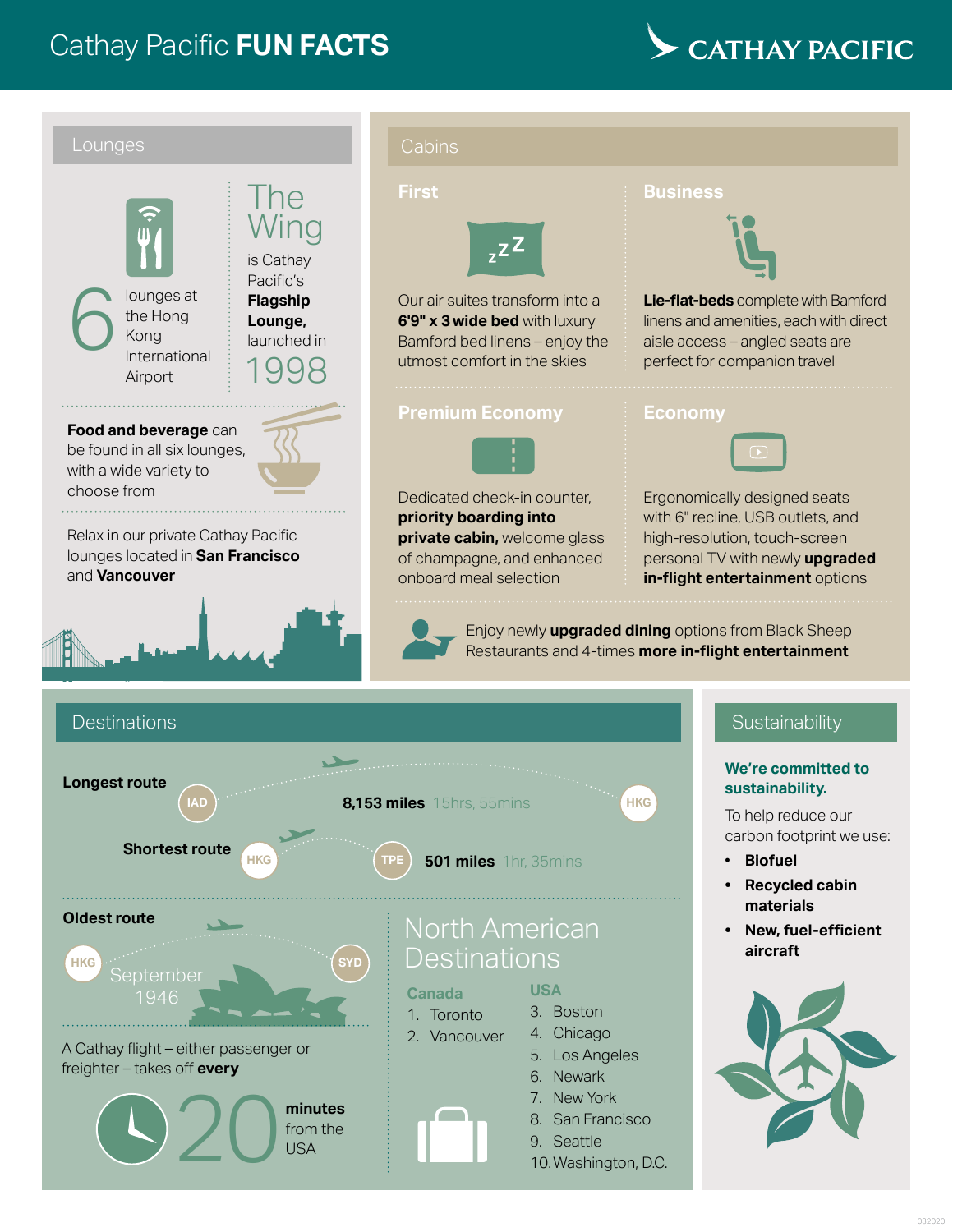# Cathay Pacific **FUN FACTS**

CATHAY PACIFIC

## Lounges

**6** lounges at the Hong Kong International Airport

**The Wing** is Cathay Pacific's **Flagship Lounge,** launched in **1998**

**Food and beverage** can be found in all six lounges, with a wide variety to choose from

Relax in our private Cathay Pacific lounges located in **San Francisco** and **Vancouver**

## Cabins

### First

Our air suites transform into a **6'9" x 3 wide bed** with luxury Bamford bed linens – enjoy the utmost comfort in the skies

### Business

**Lie-flat-beds** complete with Bamford linens and amenities, each with direct aisle access – angled seats are perfect for companion travel

### Premium Economy

Dedicated check-in counter, **priority boarding into private cabin,** welcome glass of champagne, and enhanced onboard meal selection

### Economy

Ergonomically designed seats with 6" recline, USB outlets, and high-resolution, touch-screen personal TV with newly **upgraded in-flight entertainment** options

Enjoy newly **upgraded dining** options from Black Sheep Restaurants and 4-times **more in-flight entertainment**

## Destinations

**Longest route**

IAD – HKG

**8,153 miles** 15hrs, 55mins

**Shortest route**

HKG – TPE

**501 miles** 1hr, 35mins

**Oldest route**

HKG – SYD

September 1946

A Cathay flight – either passenger or freighter – takes off **every** 20 **minutes** from the USA

### North American Destinations

**Canada**

1. Toronto
2. Vancouver

**USA**

3. Boston
4. Chicago
5. Los Angeles
6. Newark
7. New York
8. San Francisco
9. Seattle
10. Washington, D.C.

## Sustainability

**We're committed to sustainability.**

To help reduce our carbon footprint we use:

- **Biofuel**
- **Recycled cabin materials**
- **New, fuel-efficient aircraft**